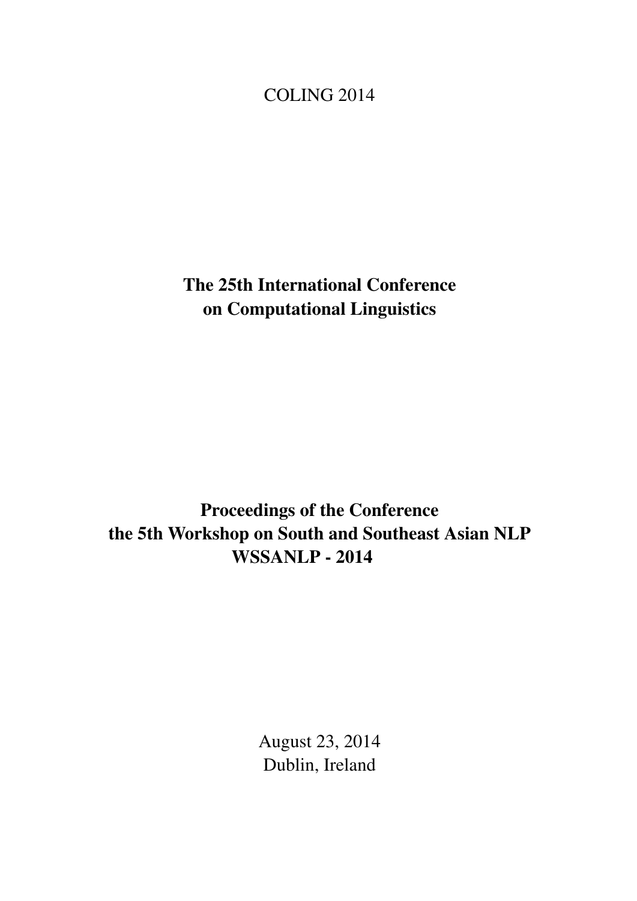COLING 2014

**The 25th International Conference**
**on Computational Linguistics**

**Proceedings of the Conference**
**the 5th Workshop on South and Southeast Asian NLP**
**WSSANLP - 2014**

August 23, 2014
Dublin, Ireland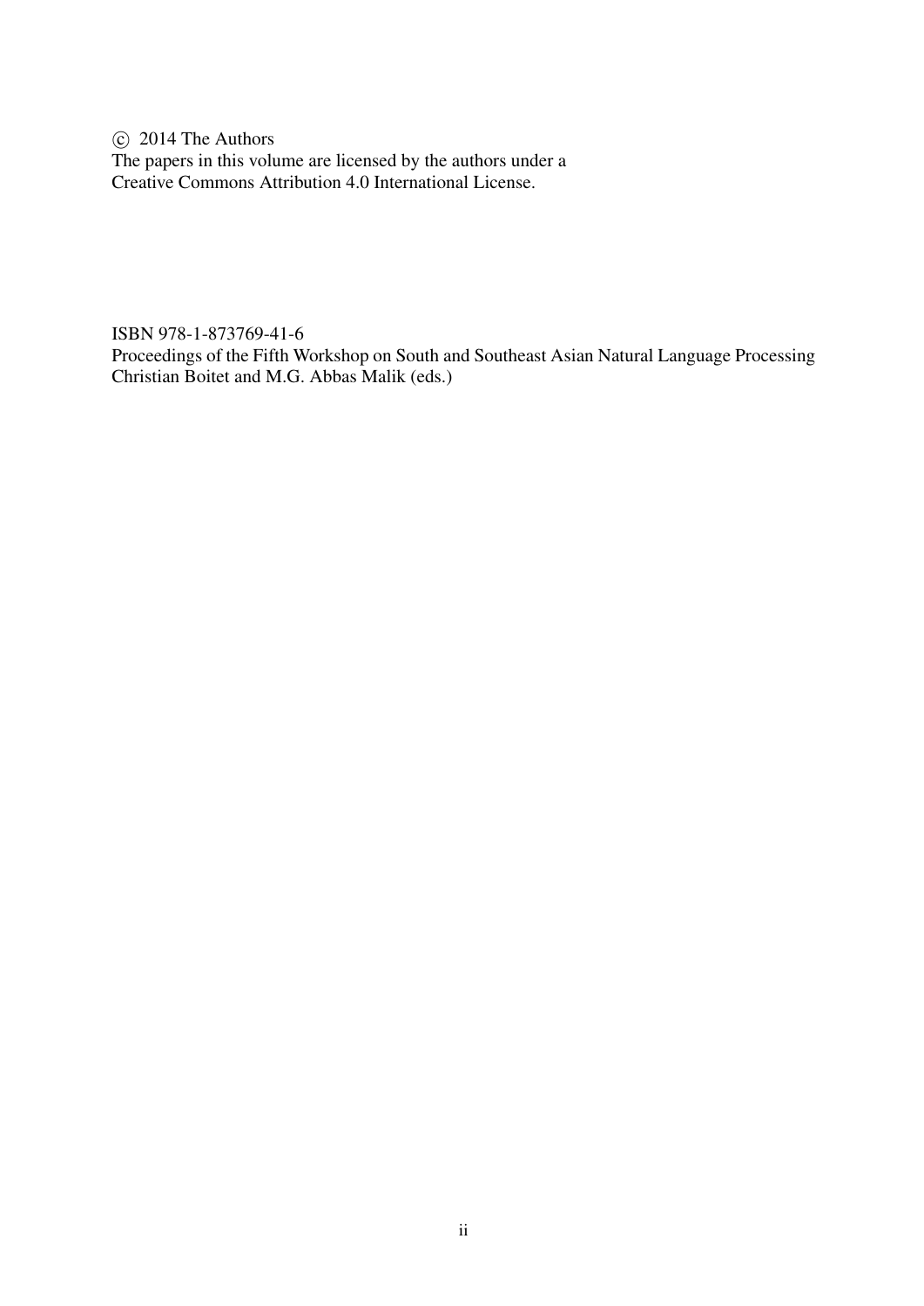© 2014 The Authors
The papers in this volume are licensed by the authors under a
Creative Commons Attribution 4.0 International License.

ISBN 978-1-873769-41-6
Proceedings of the Fifth Workshop on South and Southeast Asian Natural Language Processing
Christian Boitet and M.G. Abbas Malik (eds.)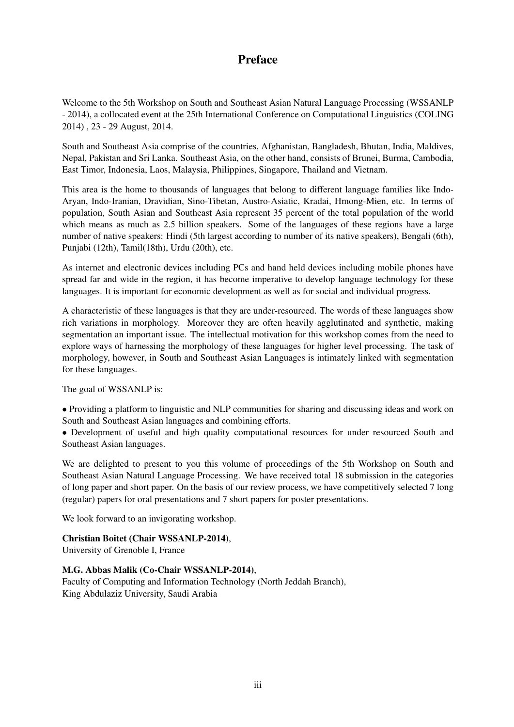# Preface

Welcome to the 5th Workshop on South and Southeast Asian Natural Language Processing (WSSANLP - 2014), a collocated event at the 25th International Conference on Computational Linguistics (COLING 2014) , 23 - 29 August, 2014.

South and Southeast Asia comprise of the countries, Afghanistan, Bangladesh, Bhutan, India, Maldives, Nepal, Pakistan and Sri Lanka. Southeast Asia, on the other hand, consists of Brunei, Burma, Cambodia, East Timor, Indonesia, Laos, Malaysia, Philippines, Singapore, Thailand and Vietnam.

This area is the home to thousands of languages that belong to different language families like Indo-Aryan, Indo-Iranian, Dravidian, Sino-Tibetan, Austro-Asiatic, Kradai, Hmong-Mien, etc. In terms of population, South Asian and Southeast Asia represent 35 percent of the total population of the world which means as much as 2.5 billion speakers. Some of the languages of these regions have a large number of native speakers: Hindi (5th largest according to number of its native speakers), Bengali (6th), Punjabi (12th), Tamil(18th), Urdu (20th), etc.

As internet and electronic devices including PCs and hand held devices including mobile phones have spread far and wide in the region, it has become imperative to develop language technology for these languages. It is important for economic development as well as for social and individual progress.

A characteristic of these languages is that they are under-resourced. The words of these languages show rich variations in morphology. Moreover they are often heavily agglutinated and synthetic, making segmentation an important issue. The intellectual motivation for this workshop comes from the need to explore ways of harnessing the morphology of these languages for higher level processing. The task of morphology, however, in South and Southeast Asian Languages is intimately linked with segmentation for these languages.

The goal of WSSANLP is:

- Providing a platform to linguistic and NLP communities for sharing and discussing ideas and work on South and Southeast Asian languages and combining efforts.
- Development of useful and high quality computational resources for under resourced South and Southeast Asian languages.

We are delighted to present to you this volume of proceedings of the 5th Workshop on South and Southeast Asian Natural Language Processing. We have received total 18 submission in the categories of long paper and short paper. On the basis of our review process, we have competitively selected 7 long (regular) papers for oral presentations and 7 short papers for poster presentations.

We look forward to an invigorating workshop.

**Christian Boitet (Chair WSSANLP-2014)**,
University of Grenoble I, France

**M.G. Abbas Malik (Co-Chair WSSANLP-2014)**,
Faculty of Computing and Information Technology (North Jeddah Branch),
King Abdulaziz University, Saudi Arabia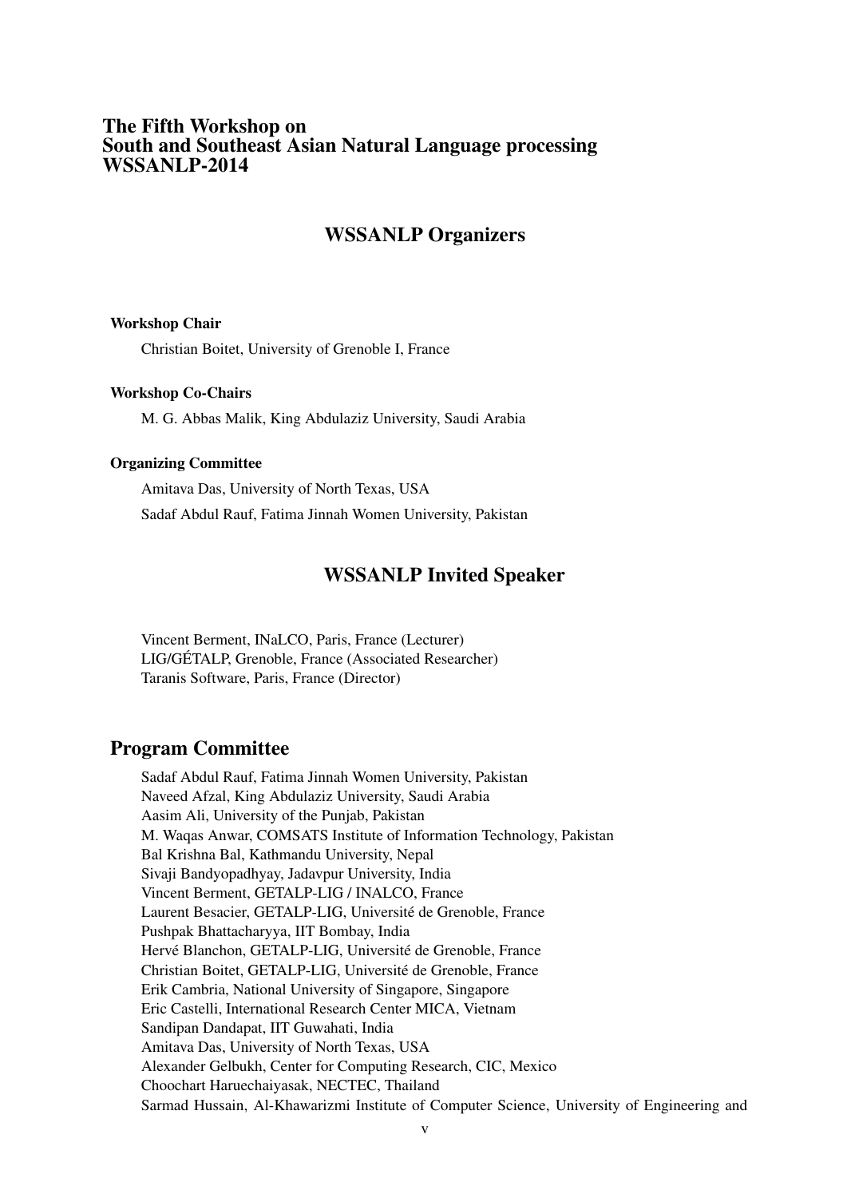# The Fifth Workshop on South and Southeast Asian Natural Language processing WSSANLP-2014

## WSSANLP Organizers

**Workshop Chair**

Christian Boitet, University of Grenoble I, France

**Workshop Co-Chairs**

M. G. Abbas Malik, King Abdulaziz University, Saudi Arabia

**Organizing Committee**

Amitava Das, University of North Texas, USA

Sadaf Abdul Rauf, Fatima Jinnah Women University, Pakistan

## WSSANLP Invited Speaker

Vincent Berment, INaLCO, Paris, France (Lecturer)
LIG/GÉTALP, Grenoble, France (Associated Researcher)
Taranis Software, Paris, France (Director)

## Program Committee

Sadaf Abdul Rauf, Fatima Jinnah Women University, Pakistan
Naveed Afzal, King Abdulaziz University, Saudi Arabia
Aasim Ali, University of the Punjab, Pakistan
M. Waqas Anwar, COMSATS Institute of Information Technology, Pakistan
Bal Krishna Bal, Kathmandu University, Nepal
Sivaji Bandyopadhyay, Jadavpur University, India
Vincent Berment, GETALP-LIG / INALCO, France
Laurent Besacier, GETALP-LIG, Université de Grenoble, France
Pushpak Bhattacharyya, IIT Bombay, India
Hervé Blanchon, GETALP-LIG, Université de Grenoble, France
Christian Boitet, GETALP-LIG, Université de Grenoble, France
Erik Cambria, National University of Singapore, Singapore
Eric Castelli, International Research Center MICA, Vietnam
Sandipan Dandapat, IIT Guwahati, India
Amitava Das, University of North Texas, USA
Alexander Gelbukh, Center for Computing Research, CIC, Mexico
Choochart Haruechaiyasak, NECTEC, Thailand
Sarmad Hussain, Al-Khawarizmi Institute of Computer Science, University of Engineering and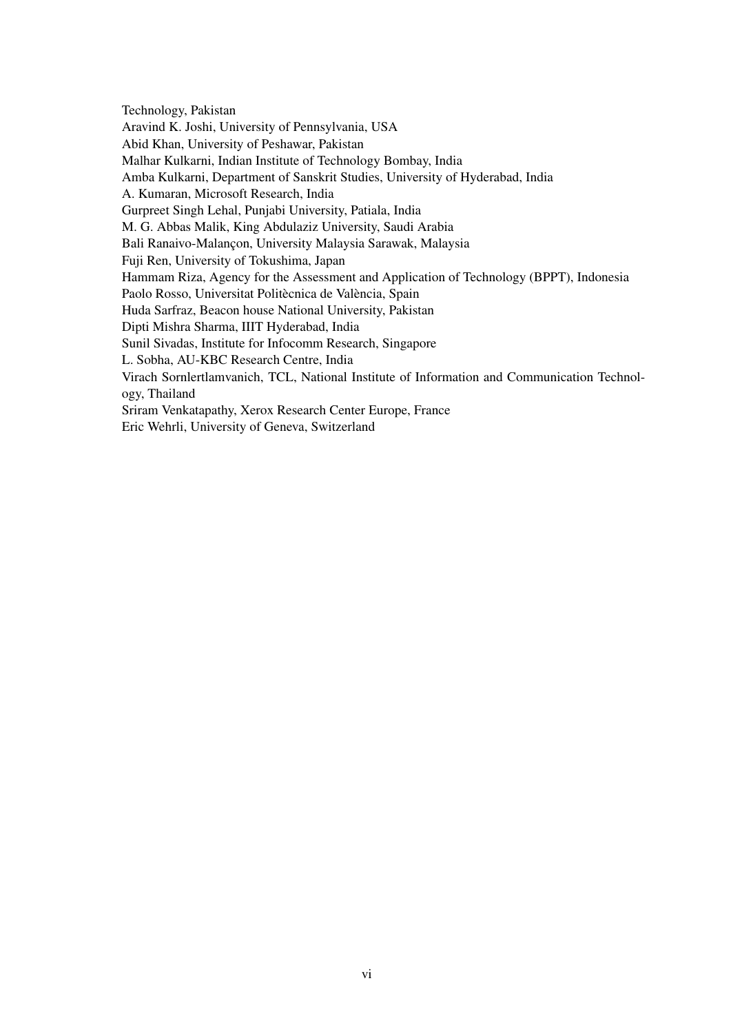Technology, Pakistan  
Aravind K. Joshi, University of Pennsylvania, USA  
Abid Khan, University of Peshawar, Pakistan  
Malhar Kulkarni, Indian Institute of Technology Bombay, India  
Amba Kulkarni, Department of Sanskrit Studies, University of Hyderabad, India  
A. Kumaran, Microsoft Research, India  
Gurpreet Singh Lehal, Punjabi University, Patiala, India  
M. G. Abbas Malik, King Abdulaziz University, Saudi Arabia  
Bali Ranaivo-Malançon, University Malaysia Sarawak, Malaysia  
Fuji Ren, University of Tokushima, Japan  
Hammam Riza, Agency for the Assessment and Application of Technology (BPPT), Indonesia  
Paolo Rosso, Universitat Politècnica de València, Spain  
Huda Sarfraz, Beacon house National University, Pakistan  
Dipti Mishra Sharma, IIIT Hyderabad, India  
Sunil Sivadas, Institute for Infocomm Research, Singapore  
L. Sobha, AU-KBC Research Centre, India  
Virach Sornlertlamvanich, TCL, National Institute of Information and Communication Technology, Thailand  
Sriram Venkatapathy, Xerox Research Center Europe, France  
Eric Wehrli, University of Geneva, Switzerland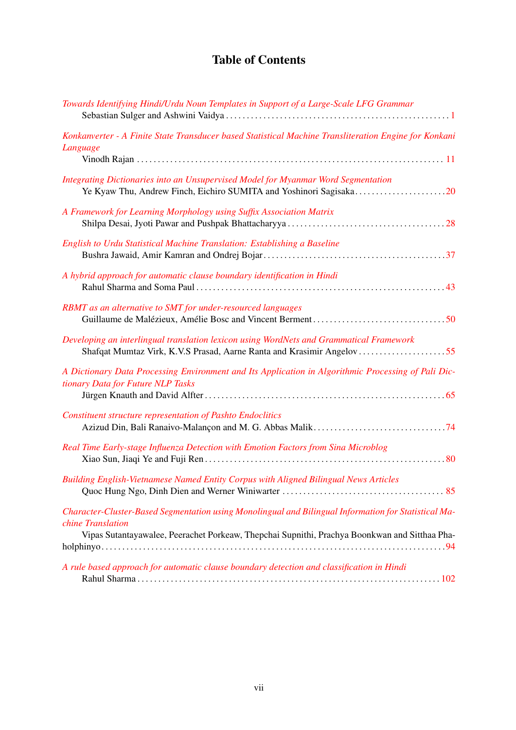# Table of Contents

*Towards Identifying Hindi/Urdu Noun Templates in Support of a Large-Scale LFG Grammar*
Sebastian Sulger and Ashwini Vaidya . . . . . . . . . . . . . . . . . . . . . . . . . . . . . . . . . . . . . . . . . . . . . . . . . . . 1

*Konkanverter - A Finite State Transducer based Statistical Machine Transliteration Engine for Konkani Language*
Vinodh Rajan . . . . . . . . . . . . . . . . . . . . . . . . . . . . . . . . . . . . . . . . . . . . . . . . . . . . . . . . . . . . . . . . . . . . . . . 11

*Integrating Dictionaries into an Unsupervised Model for Myanmar Word Segmentation*
Ye Kyaw Thu, Andrew Finch, Eichiro SUMITA and Yoshinori Sagisaka . . . . . . . . . . . . . . . . . . . . . 20

*A Framework for Learning Morphology using Suffix Association Matrix*
Shilpa Desai, Jyoti Pawar and Pushpak Bhattacharyya . . . . . . . . . . . . . . . . . . . . . . . . . . . . . . . . . . . . 28

*English to Urdu Statistical Machine Translation: Establishing a Baseline*
Bushra Jawaid, Amir Kamran and Ondrej Bojar . . . . . . . . . . . . . . . . . . . . . . . . . . . . . . . . . . . . . . . . . . 37

*A hybrid approach for automatic clause boundary identification in Hindi*
Rahul Sharma and Soma Paul . . . . . . . . . . . . . . . . . . . . . . . . . . . . . . . . . . . . . . . . . . . . . . . . . . . . . . . . . 43

*RBMT as an alternative to SMT for under-resourced languages*
Guillaume de Malézieux, Amélie Bosc and Vincent Berment . . . . . . . . . . . . . . . . . . . . . . . . . . . . . . . 50

*Developing an interlingual translation lexicon using WordNets and Grammatical Framework*
Shafqat Mumtaz Virk, K.V.S Prasad, Aarne Ranta and Krasimir Angelov . . . . . . . . . . . . . . . . . . . . 55

*A Dictionary Data Processing Environment and Its Application in Algorithmic Processing of Pali Dictionary Data for Future NLP Tasks*
Jürgen Knauth and David Alfter . . . . . . . . . . . . . . . . . . . . . . . . . . . . . . . . . . . . . . . . . . . . . . . . . . . . . . . 65

*Constituent structure representation of Pashto Endoclitics*
Azizud Din, Bali Ranaivo-Malançon and M. G. Abbas Malik . . . . . . . . . . . . . . . . . . . . . . . . . . . . . . . 74

*Real Time Early-stage Influenza Detection with Emotion Factors from Sina Microblog*
Xiao Sun, Jiaqi Ye and Fuji Ren . . . . . . . . . . . . . . . . . . . . . . . . . . . . . . . . . . . . . . . . . . . . . . . . . . . . . . . 80

*Building English-Vietnamese Named Entity Corpus with Aligned Bilingual News Articles*
Quoc Hung Ngo, Dinh Dien and Werner Winiwarter . . . . . . . . . . . . . . . . . . . . . . . . . . . . . . . . . . . . . . 85

*Character-Cluster-Based Segmentation using Monolingual and Bilingual Information for Statistical Machine Translation*
Vipas Sutantayawalee, Peerachet Porkeaw, Thepchai Supnithi, Prachya Boonkwan and Sitthaa Phaholphinyo . . . . . . . . . . . . . . . . . . . . . . . . . . . . . . . . . . . . . . . . . . . . . . . . . . . . . . . . . . . . . . . . . . . . . . . 94

*A rule based approach for automatic clause boundary detection and classification in Hindi*
Rahul Sharma . . . . . . . . . . . . . . . . . . . . . . . . . . . . . . . . . . . . . . . . . . . . . . . . . . . . . . . . . . . . . . . . . . . . . . . 102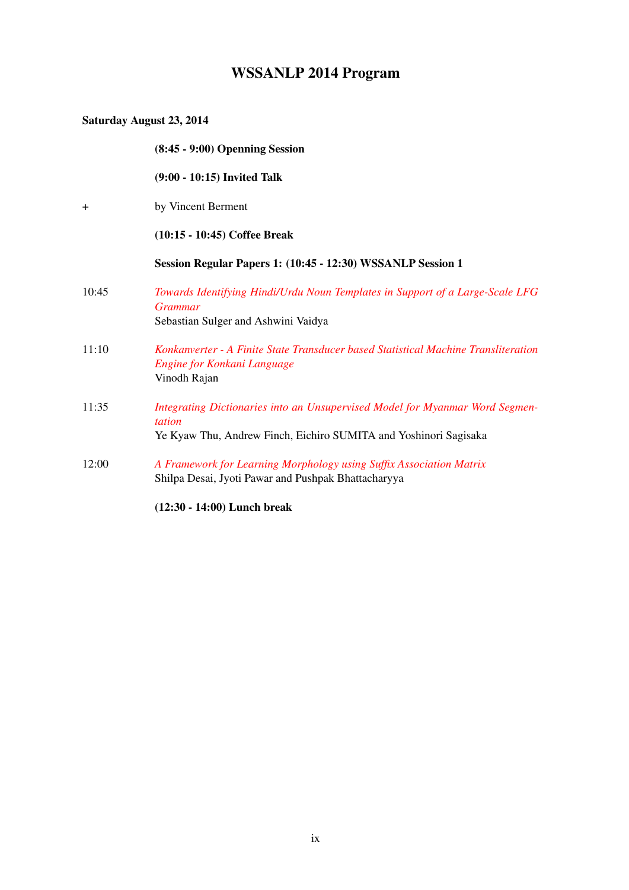# WSSANLP 2014 Program

**Saturday August 23, 2014**

**(8:45 - 9:00) Openning Session**

**(9:00 - 10:15) Invited Talk**

+ by Vincent Berment

**(10:15 - 10:45) Coffee Break**

**Session Regular Papers 1: (10:45 - 12:30) WSSANLP Session 1**

10:45 *Towards Identifying Hindi/Urdu Noun Templates in Support of a Large-Scale LFG Grammar*
Sebastian Sulger and Ashwini Vaidya

11:10 *Konkanverter - A Finite State Transducer based Statistical Machine Transliteration Engine for Konkani Language*
Vinodh Rajan

11:35 *Integrating Dictionaries into an Unsupervised Model for Myanmar Word Segmentation*
Ye Kyaw Thu, Andrew Finch, Eichiro SUMITA and Yoshinori Sagisaka

12:00 *A Framework for Learning Morphology using Suffix Association Matrix*
Shilpa Desai, Jyoti Pawar and Pushpak Bhattacharyya

**(12:30 - 14:00) Lunch break**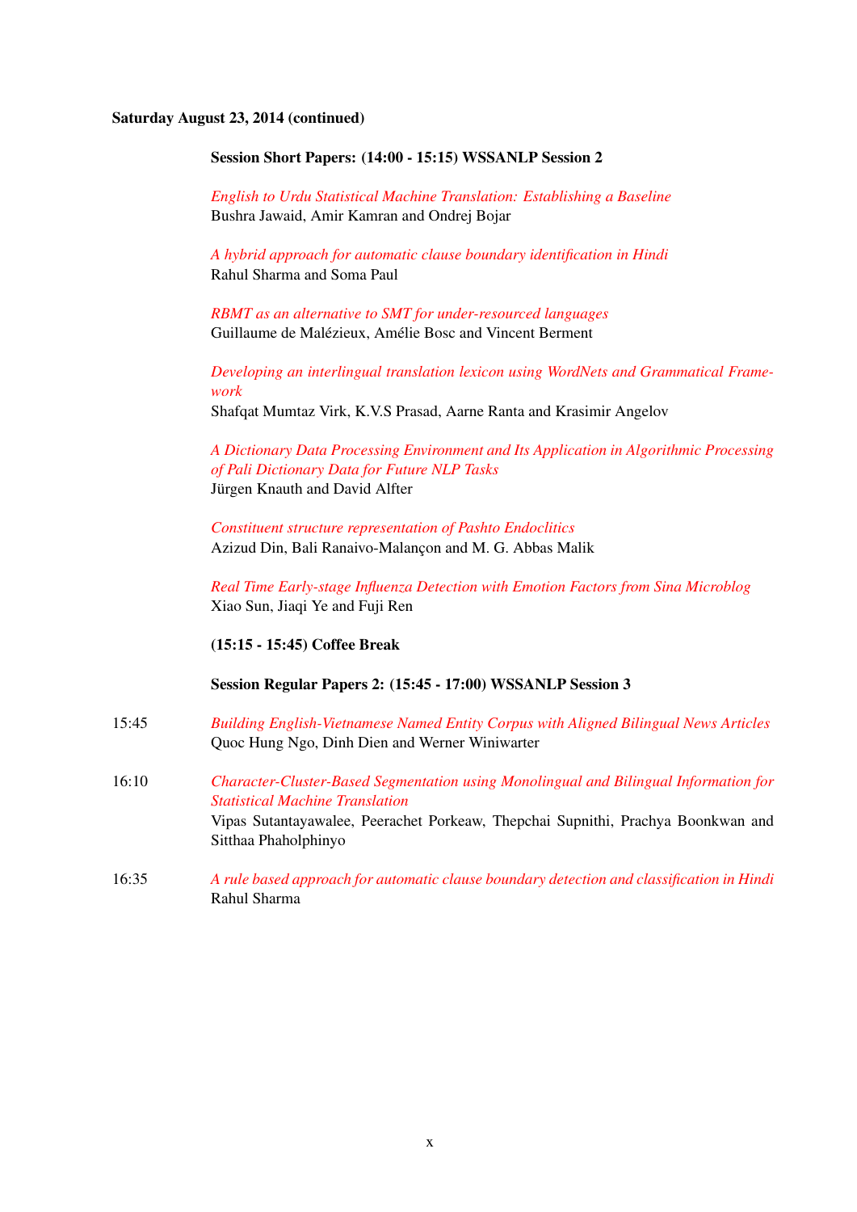**Saturday August 23, 2014 (continued)**

**Session Short Papers: (14:00 - 15:15) WSSANLP Session 2**

*English to Urdu Statistical Machine Translation: Establishing a Baseline*
Bushra Jawaid, Amir Kamran and Ondrej Bojar

*A hybrid approach for automatic clause boundary identification in Hindi*
Rahul Sharma and Soma Paul

*RBMT as an alternative to SMT for under-resourced languages*
Guillaume de Malézieux, Amélie Bosc and Vincent Berment

*Developing an interlingual translation lexicon using WordNets and Grammatical Framework*
Shafqat Mumtaz Virk, K.V.S Prasad, Aarne Ranta and Krasimir Angelov

*A Dictionary Data Processing Environment and Its Application in Algorithmic Processing of Pali Dictionary Data for Future NLP Tasks*
Jürgen Knauth and David Alfter

*Constituent structure representation of Pashto Endoclitics*
Azizud Din, Bali Ranaivo-Malançon and M. G. Abbas Malik

*Real Time Early-stage Influenza Detection with Emotion Factors from Sina Microblog*
Xiao Sun, Jiaqi Ye and Fuji Ren

**(15:15 - 15:45) Coffee Break**

**Session Regular Papers 2: (15:45 - 17:00) WSSANLP Session 3**

15:45 *Building English-Vietnamese Named Entity Corpus with Aligned Bilingual News Articles*
Quoc Hung Ngo, Dinh Dien and Werner Winiwarter

16:10 *Character-Cluster-Based Segmentation using Monolingual and Bilingual Information for Statistical Machine Translation*
Vipas Sutantayawalee, Peerachet Porkeaw, Thepchai Supnithi, Prachya Boonkwan and Sitthaa Phaholphinyo

16:35 *A rule based approach for automatic clause boundary detection and classification in Hindi*
Rahul Sharma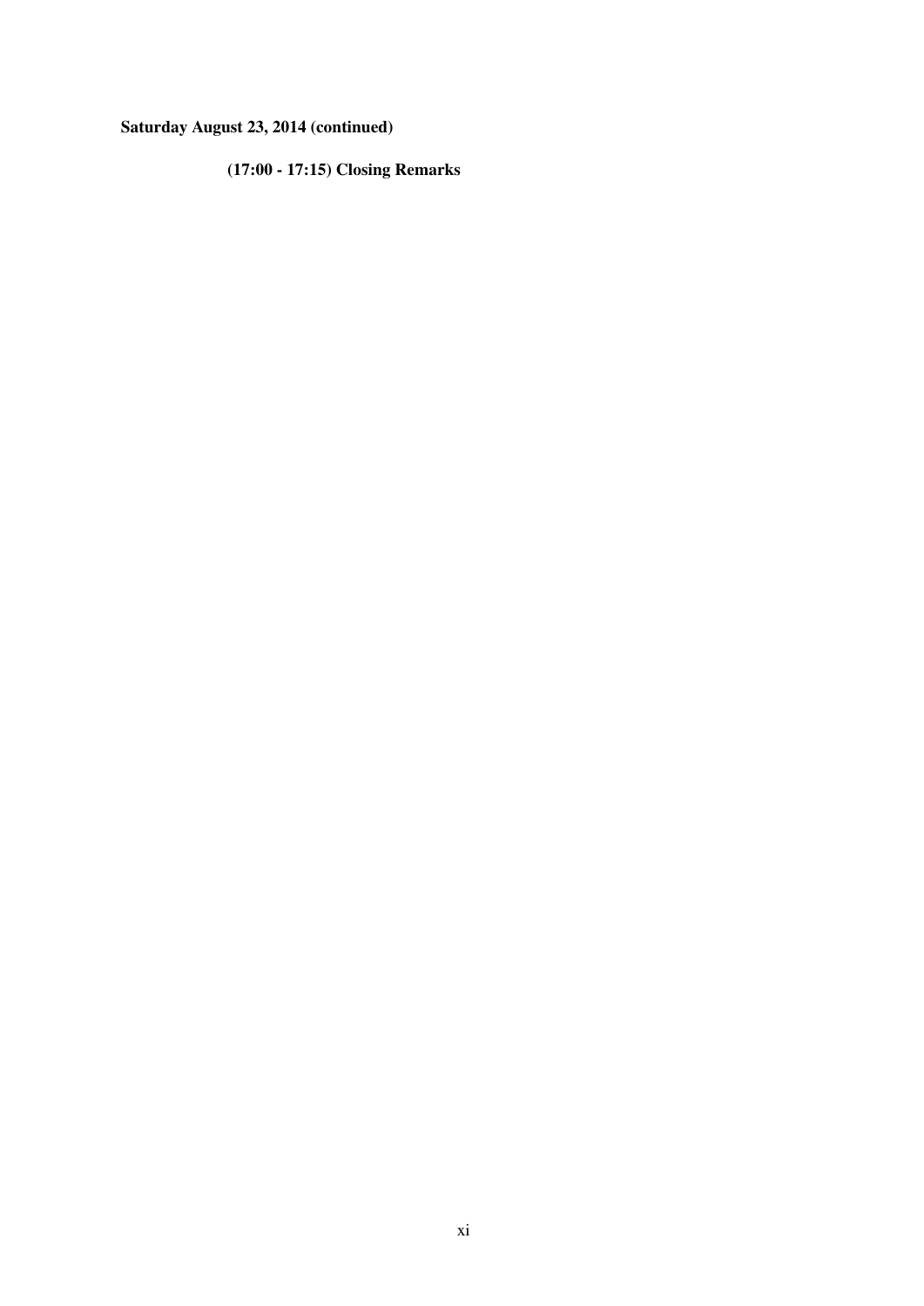**Saturday August 23, 2014 (continued)**

**(17:00 - 17:15) Closing Remarks**